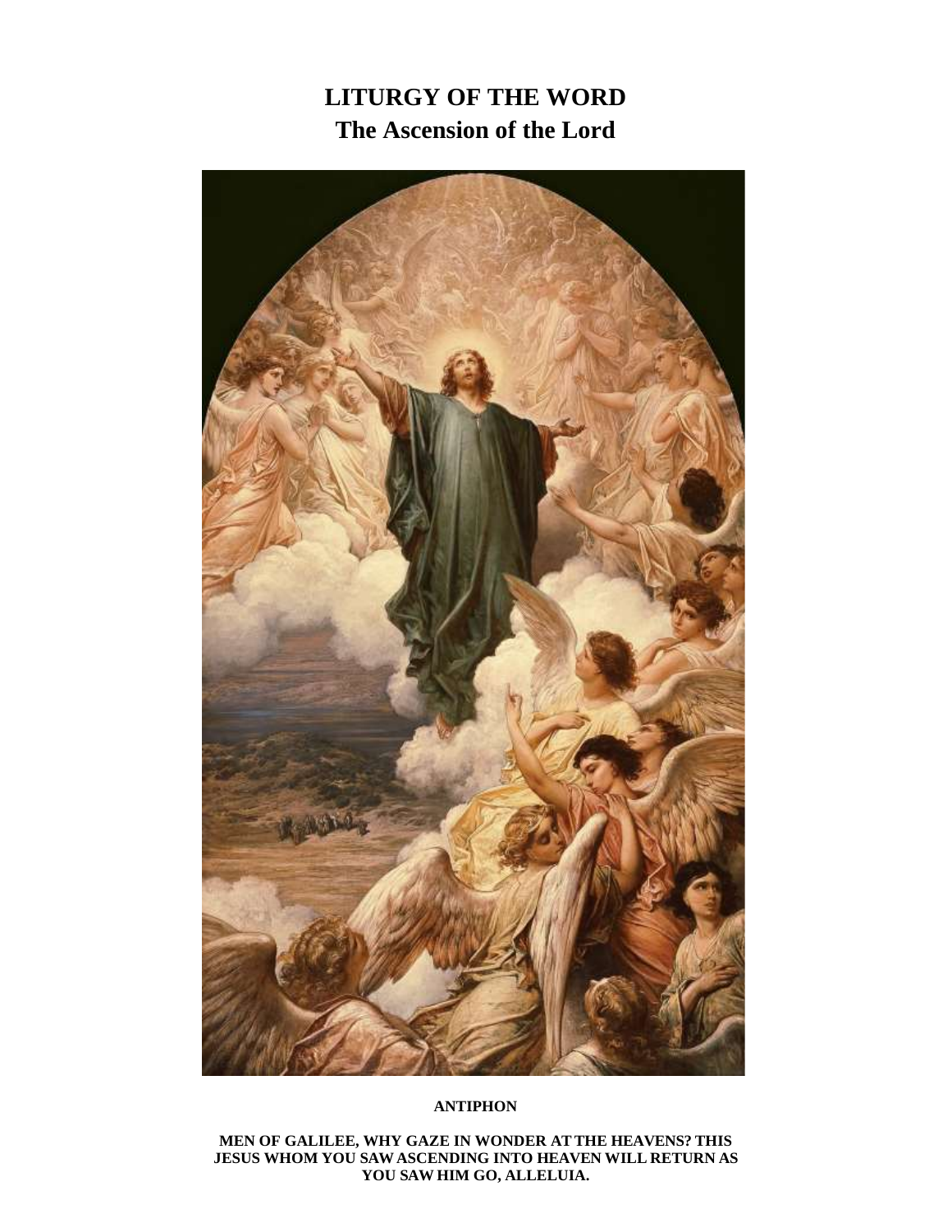# LITURGY OF THE WORD
## The Ascension of the Lord

**ANTIPHON**

**MEN OF GALILEE, WHY GAZE IN WONDER AT THE HEAVENS? THIS JESUS WHOM YOU SAW ASCENDING INTO HEAVEN WILL RETURN AS YOU SAW HIM GO, ALLELUIA.**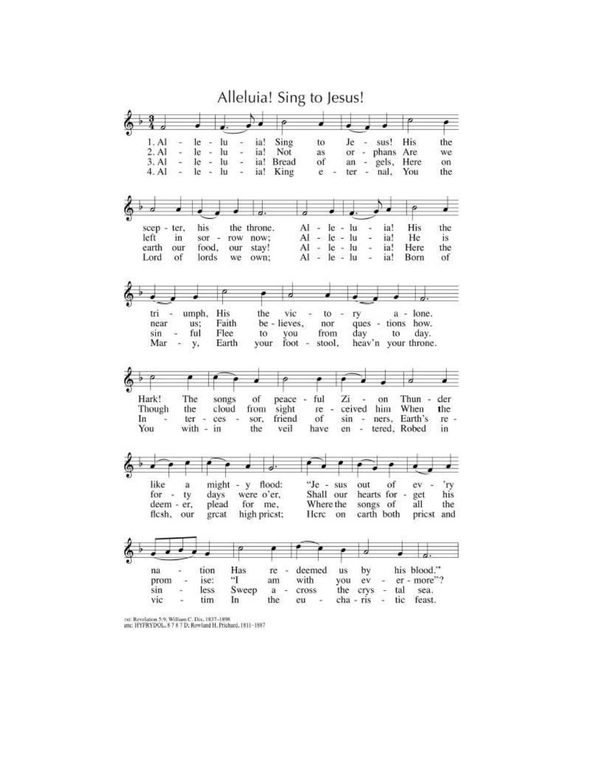# Alleluia! Sing to Jesus!

1. Alleluia! Sing to Jesus! His the scepter, his the throne.
Alleluia! His the triumph, His the victory alone.
Hark! The songs of peaceful Zion Thunder like a mighty flood:
"Jesus out of ev'ry nation Has redeemed us by his blood."

2. Alleluia! Not as orphans Are we left in sorrow now;
Alleluia! He is near us; Faith believes, nor questions how.
Though the cloud from sight received him When the forty days were o'er,
Shall our hearts forget his promise: "I am with you evermore"?

3. Alleluia! Bread of angels, Here on earth our food, our stay!
Alleluia! Here the sinful Flee to you from day to day.
Intercessor, friend of sinners, Earth's redeemer, plead for me,
Where the songs of all the sinless Sweep across the crystal sea.

4. Alleluia! King eternal, You the Lord of lords we own;
Alleluia! Born of Mary, Earth your footstool, heav'n your throne.
You within the veil have entered, Robed in flesh, our great high priest;
Here on earth both priest and victim In the eucharistic feast.

xt: Revelation 5:9; William C. Dix, 1837–1898
une: HYFRYDOL, 8 7 8 7 D; Rowland H. Prichard, 1811–1887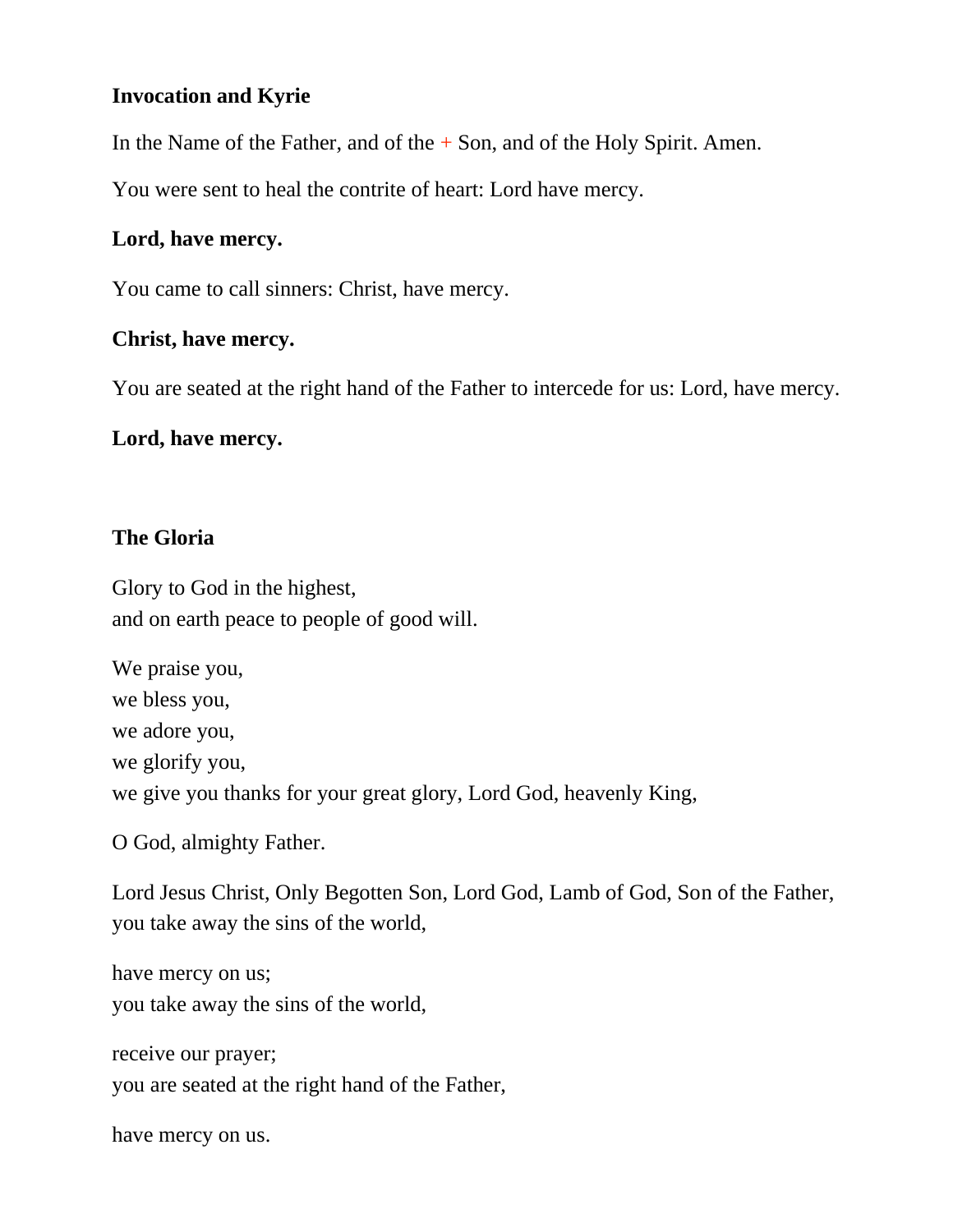**Invocation and Kyrie**

In the Name of the Father, and of the + Son, and of the Holy Spirit. Amen.

You were sent to heal the contrite of heart: Lord have mercy.

**Lord, have mercy.**

You came to call sinners: Christ, have mercy.

**Christ, have mercy.**

You are seated at the right hand of the Father to intercede for us: Lord, have mercy.

**Lord, have mercy.**

**The Gloria**

Glory to God in the highest,  
and on earth peace to people of good will.

We praise you,  
we bless you,  
we adore you,  
we glorify you,  
we give you thanks for your great glory, Lord God, heavenly King,

O God, almighty Father.

Lord Jesus Christ, Only Begotten Son, Lord God, Lamb of God, Son of the Father,  
you take away the sins of the world,

have mercy on us;  
you take away the sins of the world,

receive our prayer;  
you are seated at the right hand of the Father,

have mercy on us.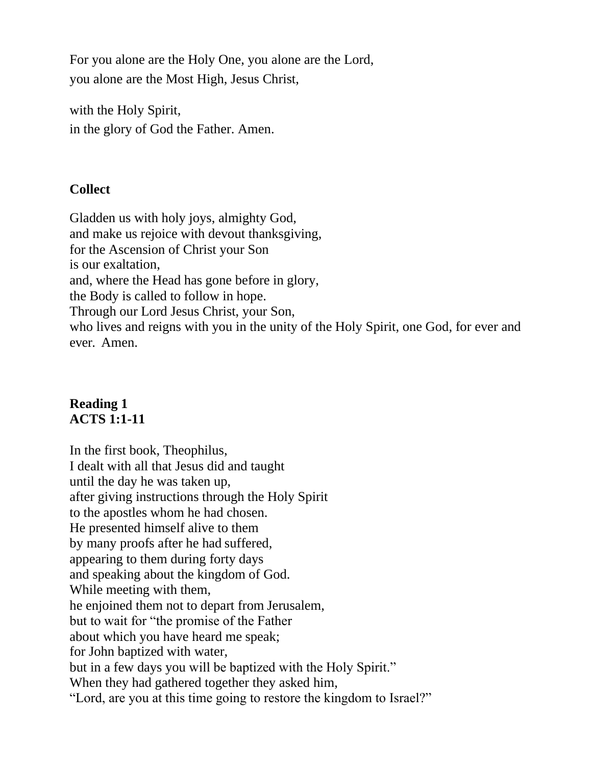For you alone are the Holy One, you alone are the Lord,
you alone are the Most High, Jesus Christ,

with the Holy Spirit,
in the glory of God the Father. Amen.

**Collect**

Gladden us with holy joys, almighty God,
and make us rejoice with devout thanksgiving,
for the Ascension of Christ your Son
is our exaltation,
and, where the Head has gone before in glory,
the Body is called to follow in hope.
Through our Lord Jesus Christ, your Son,
who lives and reigns with you in the unity of the Holy Spirit, one God, for ever and ever. Amen.

**Reading 1**
**ACTS 1:1-11**

In the first book, Theophilus,
I dealt with all that Jesus did and taught
until the day he was taken up,
after giving instructions through the Holy Spirit
to the apostles whom he had chosen.
He presented himself alive to them
by many proofs after he had suffered,
appearing to them during forty days
and speaking about the kingdom of God.
While meeting with them,
he enjoined them not to depart from Jerusalem,
but to wait for "the promise of the Father
about which you have heard me speak;
for John baptized with water,
but in a few days you will be baptized with the Holy Spirit."
When they had gathered together they asked him,
"Lord, are you at this time going to restore the kingdom to Israel?"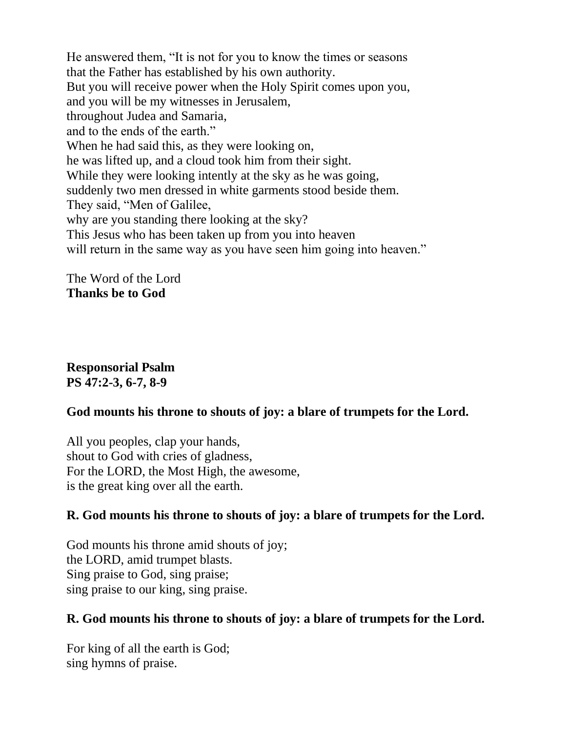He answered them, “It is not for you to know the times or seasons
that the Father has established by his own authority.
But you will receive power when the Holy Spirit comes upon you,
and you will be my witnesses in Jerusalem,
throughout Judea and Samaria,
and to the ends of the earth.”
When he had said this, as they were looking on,
he was lifted up, and a cloud took him from their sight.
While they were looking intently at the sky as he was going,
suddenly two men dressed in white garments stood beside them.
They said, “Men of Galilee,
why are you standing there looking at the sky?
This Jesus who has been taken up from you into heaven
will return in the same way as you have seen him going into heaven.”

The Word of the Lord
**Thanks be to God**

**Responsorial Psalm**
**PS 47:2-3, 6-7, 8-9**

**God mounts his throne to shouts of joy: a blare of trumpets for the Lord.**

All you peoples, clap your hands,
shout to God with cries of gladness,
For the LORD, the Most High, the awesome,
is the great king over all the earth.

**R. God mounts his throne to shouts of joy: a blare of trumpets for the Lord.**

God mounts his throne amid shouts of joy;
the LORD, amid trumpet blasts.
Sing praise to God, sing praise;
sing praise to our king, sing praise.

**R. God mounts his throne to shouts of joy: a blare of trumpets for the Lord.**

For king of all the earth is God;
sing hymns of praise.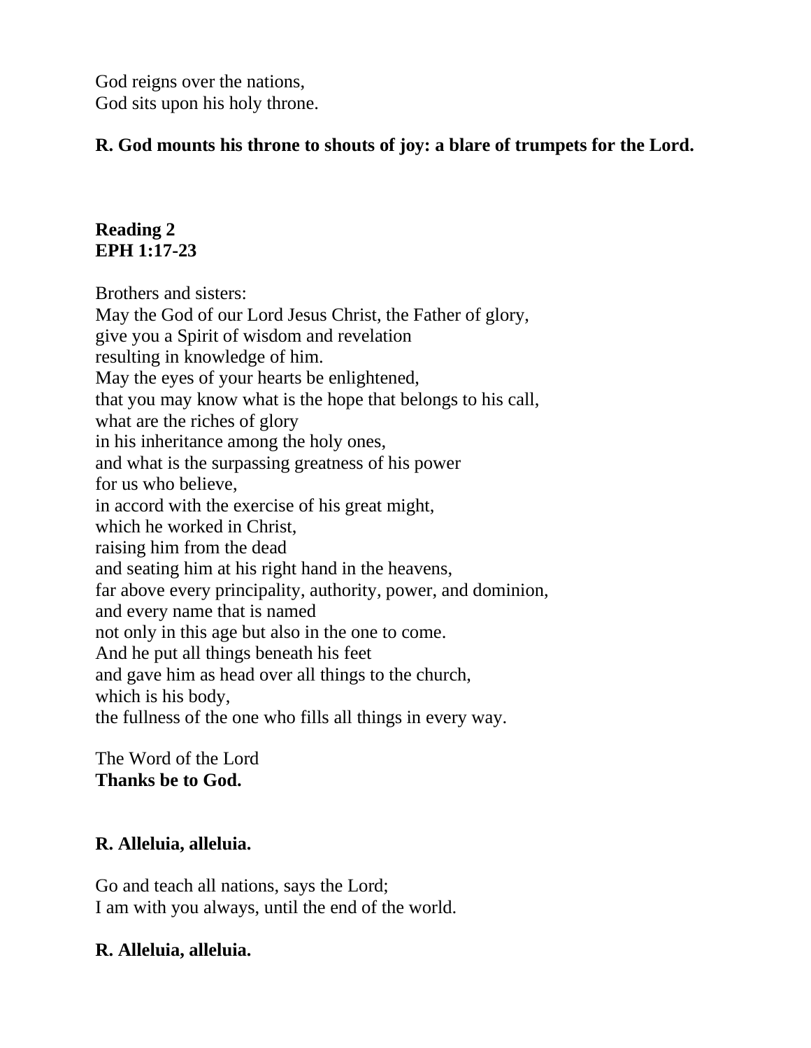God reigns over the nations,
God sits upon his holy throne.

**R. God mounts his throne to shouts of joy: a blare of trumpets for the Lord.**

**Reading 2**
**EPH 1:17-23**

Brothers and sisters:
May the God of our Lord Jesus Christ, the Father of glory,
give you a Spirit of wisdom and revelation
resulting in knowledge of him.
May the eyes of your hearts be enlightened,
that you may know what is the hope that belongs to his call,
what are the riches of glory
in his inheritance among the holy ones,
and what is the surpassing greatness of his power
for us who believe,
in accord with the exercise of his great might,
which he worked in Christ,
raising him from the dead
and seating him at his right hand in the heavens,
far above every principality, authority, power, and dominion,
and every name that is named
not only in this age but also in the one to come.
And he put all things beneath his feet
and gave him as head over all things to the church,
which is his body,
the fullness of the one who fills all things in every way.

The Word of the Lord
**Thanks be to God.**

**R. Alleluia, alleluia.**

Go and teach all nations, says the Lord;
I am with you always, until the end of the world.

**R. Alleluia, alleluia.**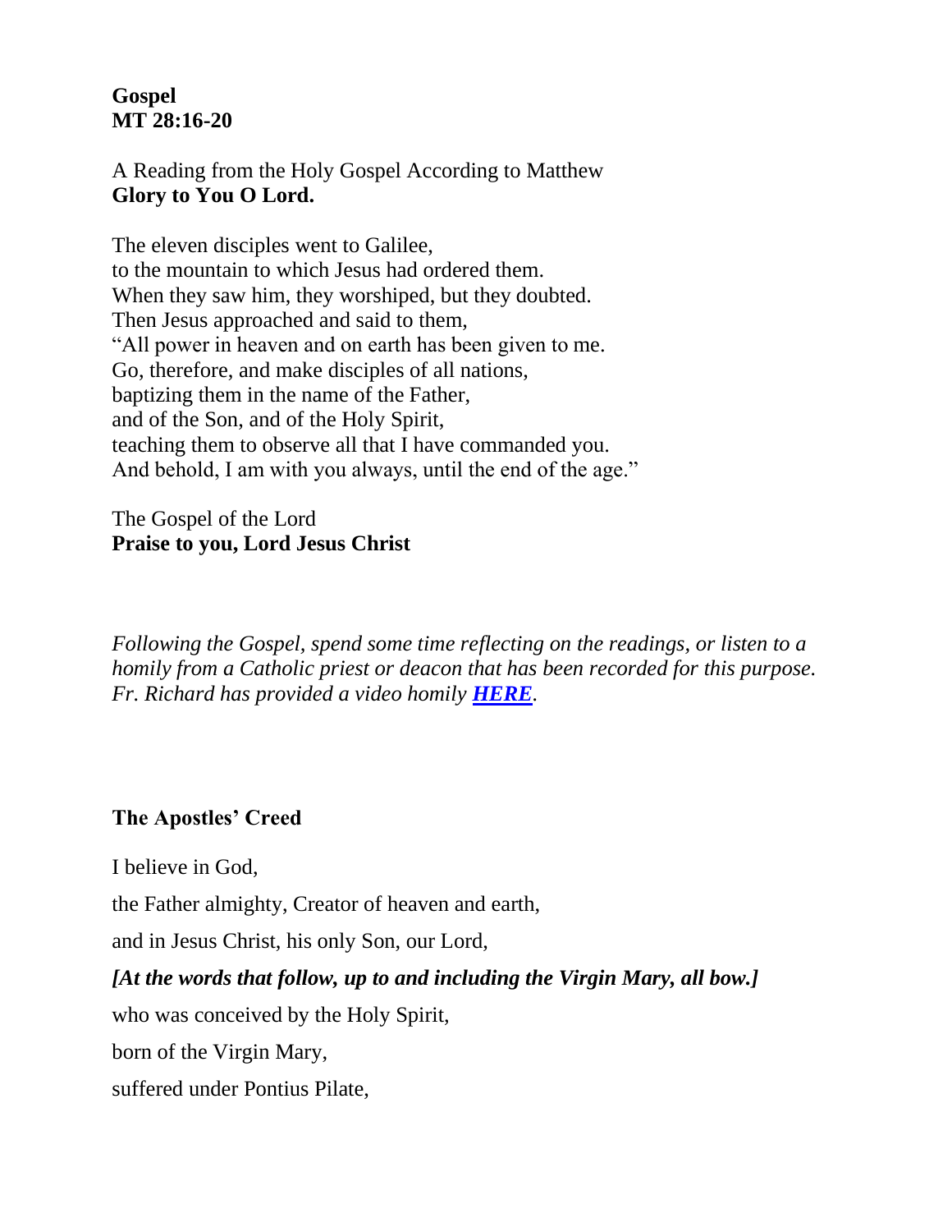**Gospel**
**MT 28:16-20**

A Reading from the Holy Gospel According to Matthew
**Glory to You O Lord.**

The eleven disciples went to Galilee,
to the mountain to which Jesus had ordered them.
When they saw him, they worshiped, but they doubted.
Then Jesus approached and said to them,
"All power in heaven and on earth has been given to me.
Go, therefore, and make disciples of all nations,
baptizing them in the name of the Father,
and of the Son, and of the Holy Spirit,
teaching them to observe all that I have commanded you.
And behold, I am with you always, until the end of the age."

The Gospel of the Lord
**Praise to you, Lord Jesus Christ**

*Following the Gospel, spend some time reflecting on the readings, or listen to a homily from a Catholic priest or deacon that has been recorded for this purpose. Fr. Richard has provided a video homily* ***HERE****.*

**The Apostles' Creed**

I believe in God,

the Father almighty, Creator of heaven and earth,

and in Jesus Christ, his only Son, our Lord,

***[At the words that follow, up to and including the Virgin Mary, all bow.]***

who was conceived by the Holy Spirit,

born of the Virgin Mary,

suffered under Pontius Pilate,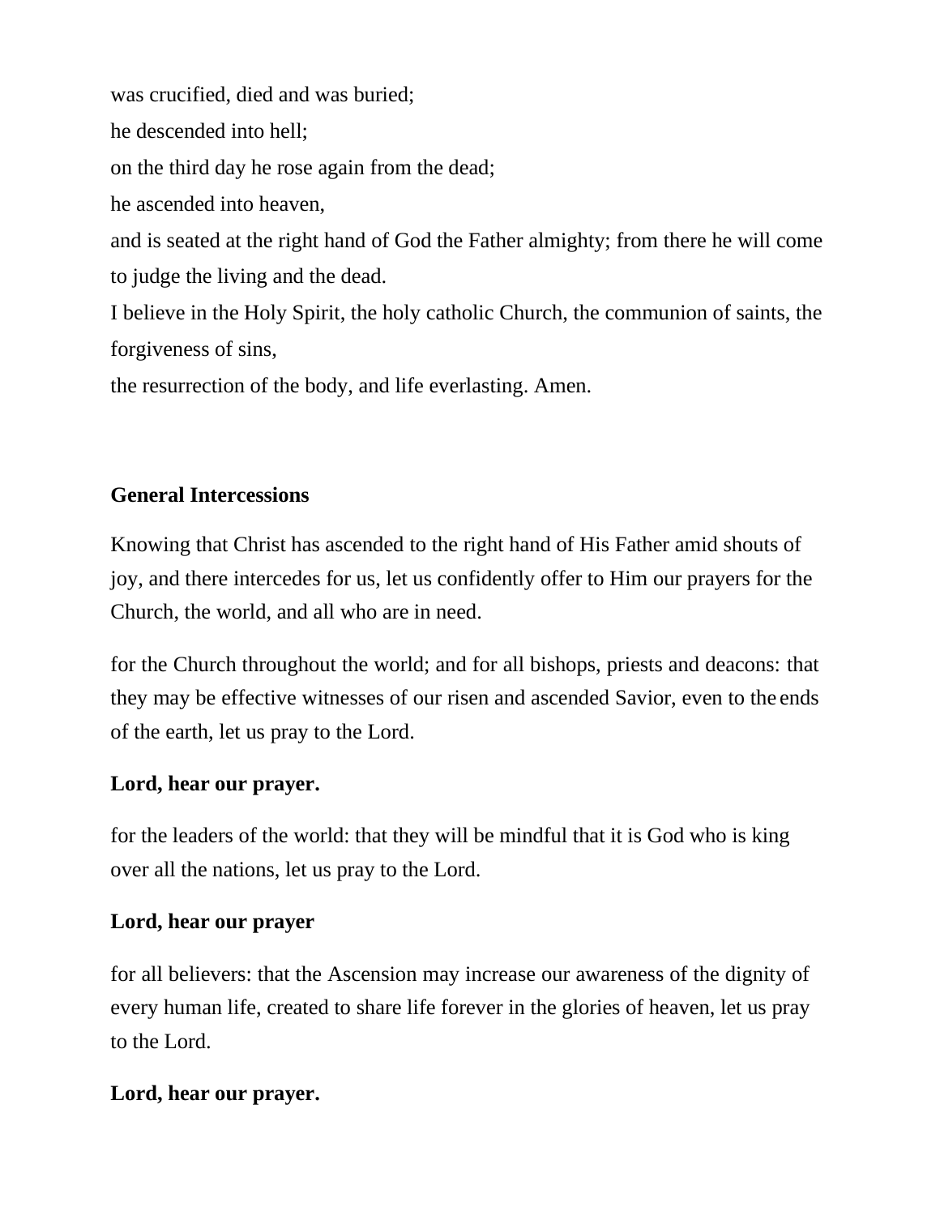was crucified, died and was buried;

he descended into hell;

on the third day he rose again from the dead;

he ascended into heaven,

and is seated at the right hand of God the Father almighty; from there he will come to judge the living and the dead.

I believe in the Holy Spirit, the holy catholic Church, the communion of saints, the forgiveness of sins,

the resurrection of the body, and life everlasting. Amen.

**General Intercessions**

Knowing that Christ has ascended to the right hand of His Father amid shouts of joy, and there intercedes for us, let us confidently offer to Him our prayers for the Church, the world, and all who are in need.

for the Church throughout the world; and for all bishops, priests and deacons: that they may be effective witnesses of our risen and ascended Savior, even to the ends of the earth, let us pray to the Lord.

**Lord, hear our prayer.**

for the leaders of the world: that they will be mindful that it is God who is king over all the nations, let us pray to the Lord.

**Lord, hear our prayer**

for all believers: that the Ascension may increase our awareness of the dignity of every human life, created to share life forever in the glories of heaven, let us pray to the Lord.

**Lord, hear our prayer.**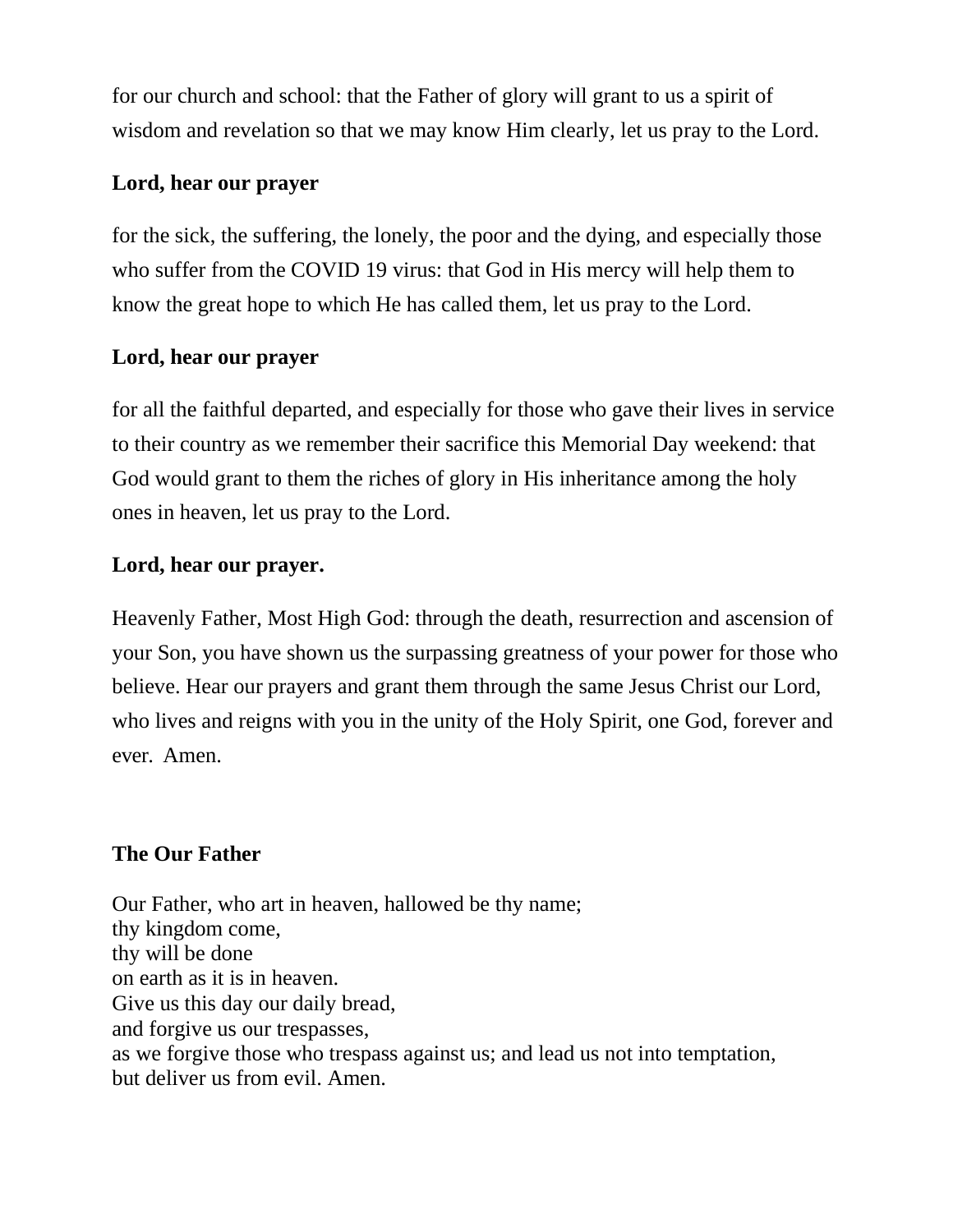for our church and school: that the Father of glory will grant to us a spirit of wisdom and revelation so that we may know Him clearly, let us pray to the Lord.

**Lord, hear our prayer**

for the sick, the suffering, the lonely, the poor and the dying, and especially those who suffer from the COVID 19 virus: that God in His mercy will help them to know the great hope to which He has called them, let us pray to the Lord.

**Lord, hear our prayer**

for all the faithful departed, and especially for those who gave their lives in service to their country as we remember their sacrifice this Memorial Day weekend: that God would grant to them the riches of glory in His inheritance among the holy ones in heaven, let us pray to the Lord.

**Lord, hear our prayer.**

Heavenly Father, Most High God: through the death, resurrection and ascension of your Son, you have shown us the surpassing greatness of your power for those who believe. Hear our prayers and grant them through the same Jesus Christ our Lord, who lives and reigns with you in the unity of the Holy Spirit, one God, forever and ever. Amen.

**The Our Father**

Our Father, who art in heaven, hallowed be thy name;
thy kingdom come,
thy will be done
on earth as it is in heaven.
Give us this day our daily bread,
and forgive us our trespasses,
as we forgive those who trespass against us; and lead us not into temptation,
but deliver us from evil. Amen.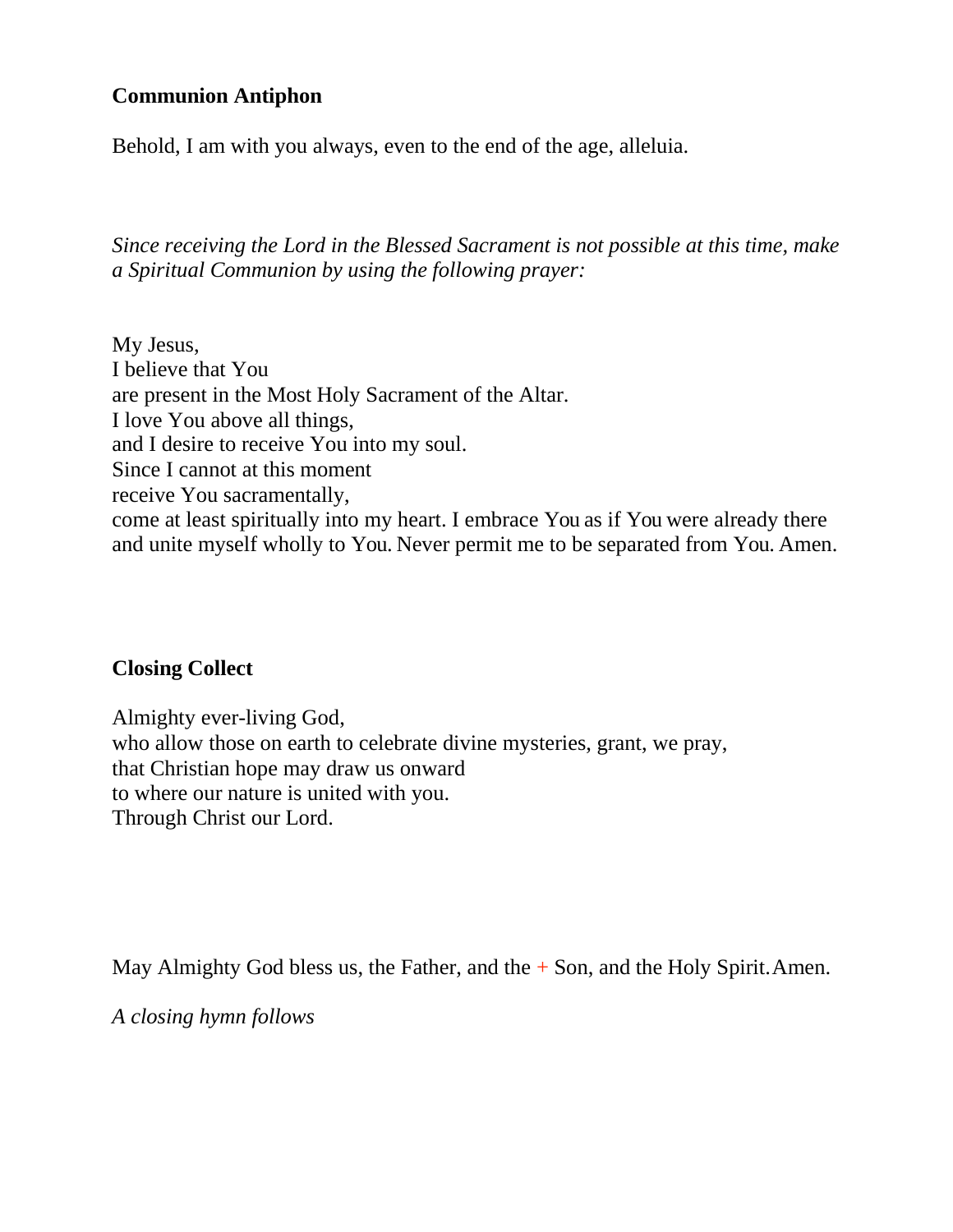**Communion Antiphon**

Behold, I am with you always, even to the end of the age, alleluia.

*Since receiving the Lord in the Blessed Sacrament is not possible at this time, make a Spiritual Communion by using the following prayer:*

My Jesus,
I believe that You
are present in the Most Holy Sacrament of the Altar.
I love You above all things,
and I desire to receive You into my soul.
Since I cannot at this moment
receive You sacramentally,
come at least spiritually into my heart. I embrace You as if You were already there and unite myself wholly to You. Never permit me to be separated from You. Amen.

**Closing Collect**

Almighty ever-living God,
who allow those on earth to celebrate divine mysteries, grant, we pray,
that Christian hope may draw us onward
to where our nature is united with you.
Through Christ our Lord.

May Almighty God bless us, the Father, and the + Son, and the Holy Spirit. Amen.

*A closing hymn follows*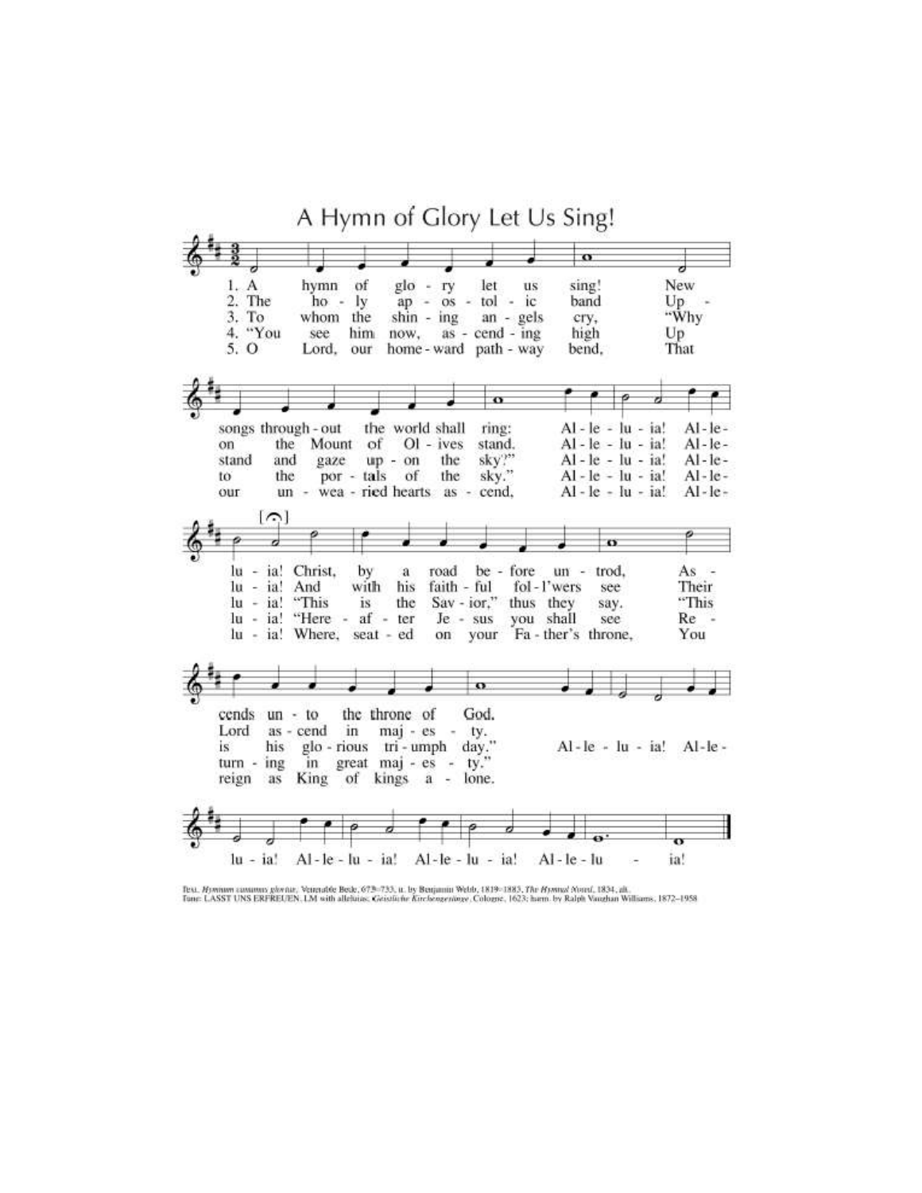# A Hymn of Glory Let Us Sing!

1. A hymn of glory let us sing! New songs throughout the world shall ring: Alleluia! Alleluia! Christ, by a road before untrod, Ascends unto the throne of God. Alleluia! Alleluia! Alleluia! Alleluia! Alleluia!

2. The holy apostolic band Upon the Mount of Olives stand. Alleluia! Alleluia! And with his faithful foll'wers see Their Lord ascend in majesty.

3. To whom the shining angels cry, "Why stand and gaze upon the sky?" Alleluia! Alleluia! "This is the Savior," thus they say. "This is his glorious triumph day."

4. "You see him now, ascending high Up to the portals of the sky." Alleluia! Alleluia! "Hereafter Jesus you shall see Returning in great majesty."

5. O Lord, our homeward pathway bend, That our unwearied hearts ascend, Alleluia! Alleluia! Where, seated on your Father's throne, You reign as King of kings alone.

Text: *Hymnum canamus gloriae*, Venerable Bede, 673–735, tr. by Benjamin Webb, 1819–1885, *The Hymnal Noted*, 1834, alt.
Tune: LASST UNS ERFREUEN, LM with alleluias, *Geistliche Kirchengesänge*, Cologne, 1623; harm. by Ralph Vaughan Williams, 1872–1958